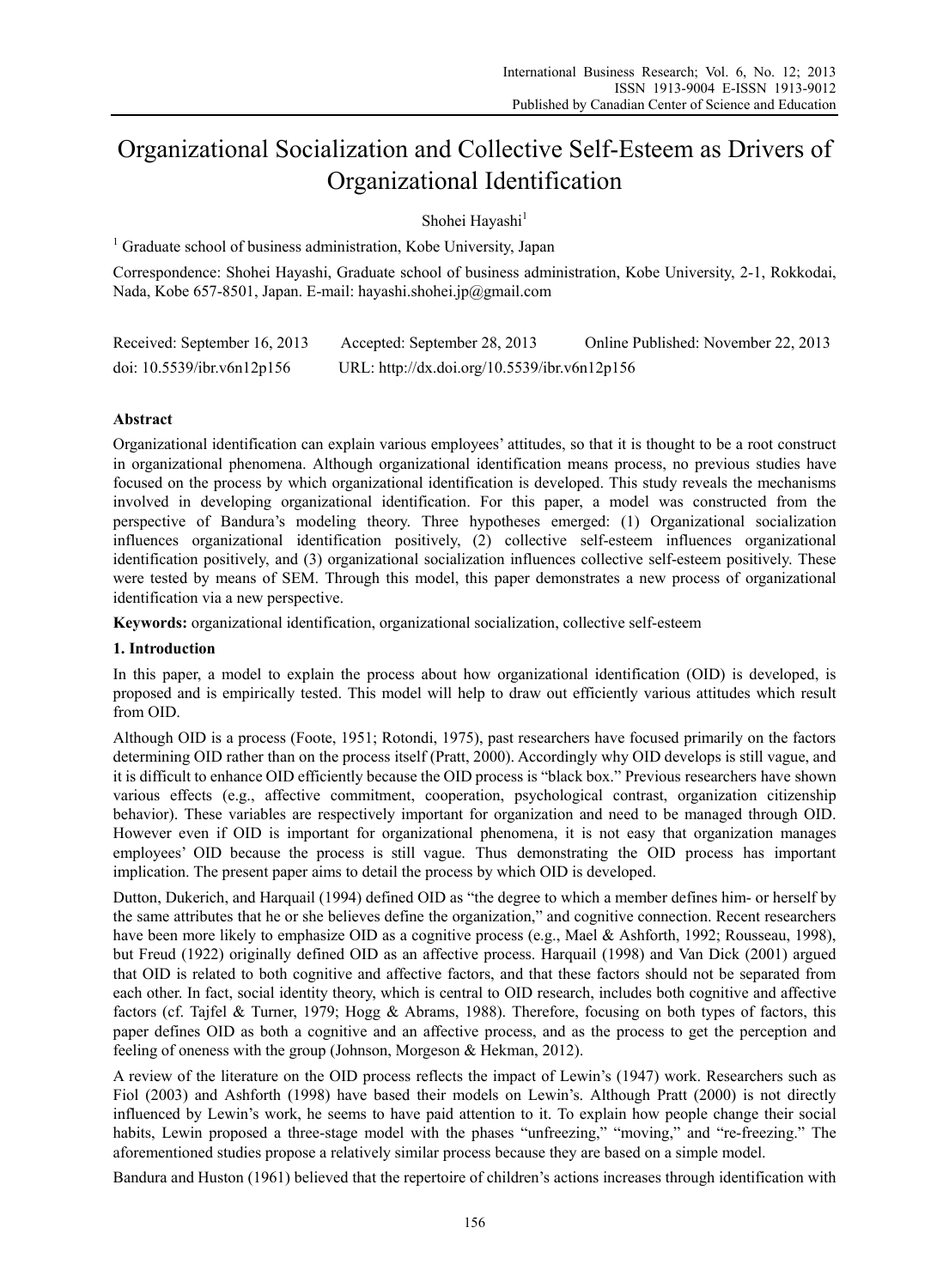# Organizational Socialization and Collective Self-Esteem as Drivers of Organizational Identification

Shohei Hayashi[1]

[1] Graduate school of business administration, Kobe University, Japan

Correspondence: Shohei Hayashi, Graduate school of business administration, Kobe University, 2-1, Rokkodai, Nada, Kobe 657-8501, Japan. E-mail: hayashi.shohei.jp@gmail.com

Received: September 16, 2013 Accepted: September 28, 2013 Online Published: November 22, 2013

doi: 10.5539/ibr.v6n12p156 URL: http://dx.doi.org/10.5539/ibr.v6n12p156

## Abstract

Organizational identification can explain various employees' attitudes, so that it is thought to be a root construct in organizational phenomena. Although organizational identification means process, no previous studies have focused on the process by which organizational identification is developed. This study reveals the mechanisms involved in developing organizational identification. For this paper, a model was constructed from the perspective of Bandura's modeling theory. Three hypotheses emerged: (1) Organizational socialization influences organizational identification positively, (2) collective self-esteem influences organizational identification positively, and (3) organizational socialization influences collective self-esteem positively. These were tested by means of SEM. Through this model, this paper demonstrates a new process of organizational identification via a new perspective.

**Keywords:** organizational identification, organizational socialization, collective self-esteem

## 1. Introduction

In this paper, a model to explain the process about how organizational identification (OID) is developed, is proposed and is empirically tested. This model will help to draw out efficiently various attitudes which result from OID.

Although OID is a process (Foote, 1951; Rotondi, 1975), past researchers have focused primarily on the factors determining OID rather than on the process itself (Pratt, 2000). Accordingly why OID develops is still vague, and it is difficult to enhance OID efficiently because the OID process is "black box." Previous researchers have shown various effects (e.g., affective commitment, cooperation, psychological contrast, organization citizenship behavior). These variables are respectively important for organization and need to be managed through OID. However even if OID is important for organizational phenomena, it is not easy that organization manages employees' OID because the process is still vague. Thus demonstrating the OID process has important implication. The present paper aims to detail the process by which OID is developed.

Dutton, Dukerich, and Harquail (1994) defined OID as "the degree to which a member defines him- or herself by the same attributes that he or she believes define the organization," and cognitive connection. Recent researchers have been more likely to emphasize OID as a cognitive process (e.g., Mael & Ashforth, 1992; Rousseau, 1998), but Freud (1922) originally defined OID as an affective process. Harquail (1998) and Van Dick (2001) argued that OID is related to both cognitive and affective factors, and that these factors should not be separated from each other. In fact, social identity theory, which is central to OID research, includes both cognitive and affective factors (cf. Tajfel & Turner, 1979; Hogg & Abrams, 1988). Therefore, focusing on both types of factors, this paper defines OID as both a cognitive and an affective process, and as the process to get the perception and feeling of oneness with the group (Johnson, Morgeson & Hekman, 2012).

A review of the literature on the OID process reflects the impact of Lewin's (1947) work. Researchers such as Fiol (2003) and Ashforth (1998) have based their models on Lewin's. Although Pratt (2000) is not directly influenced by Lewin's work, he seems to have paid attention to it. To explain how people change their social habits, Lewin proposed a three-stage model with the phases "unfreezing," "moving," and "re-freezing." The aforementioned studies propose a relatively similar process because they are based on a simple model.

Bandura and Huston (1961) believed that the repertoire of children's actions increases through identification with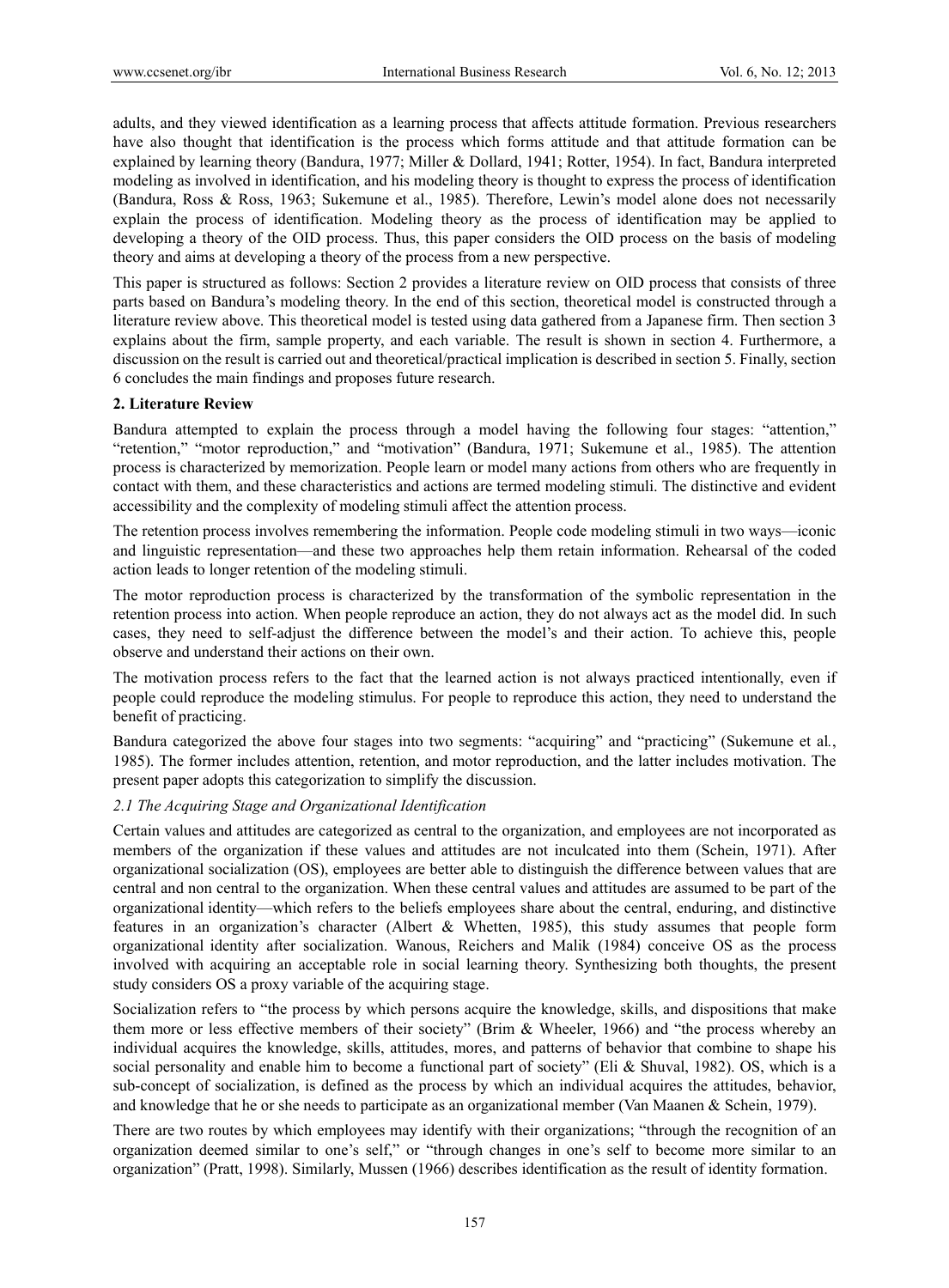adults, and they viewed identification as a learning process that affects attitude formation. Previous researchers have also thought that identification is the process which forms attitude and that attitude formation can be explained by learning theory (Bandura, 1977; Miller & Dollard, 1941; Rotter, 1954). In fact, Bandura interpreted modeling as involved in identification, and his modeling theory is thought to express the process of identification (Bandura, Ross & Ross, 1963; Sukemune et al., 1985). Therefore, Lewin's model alone does not necessarily explain the process of identification. Modeling theory as the process of identification may be applied to developing a theory of the OID process. Thus, this paper considers the OID process on the basis of modeling theory and aims at developing a theory of the process from a new perspective.

This paper is structured as follows: Section 2 provides a literature review on OID process that consists of three parts based on Bandura's modeling theory. In the end of this section, theoretical model is constructed through a literature review above. This theoretical model is tested using data gathered from a Japanese firm. Then section 3 explains about the firm, sample property, and each variable. The result is shown in section 4. Furthermore, a discussion on the result is carried out and theoretical/practical implication is described in section 5. Finally, section 6 concludes the main findings and proposes future research.

## 2. Literature Review

Bandura attempted to explain the process through a model having the following four stages: "attention," "retention," "motor reproduction," and "motivation" (Bandura, 1971; Sukemune et al., 1985). The attention process is characterized by memorization. People learn or model many actions from others who are frequently in contact with them, and these characteristics and actions are termed modeling stimuli. The distinctive and evident accessibility and the complexity of modeling stimuli affect the attention process.

The retention process involves remembering the information. People code modeling stimuli in two ways—iconic and linguistic representation—and these two approaches help them retain information. Rehearsal of the coded action leads to longer retention of the modeling stimuli.

The motor reproduction process is characterized by the transformation of the symbolic representation in the retention process into action. When people reproduce an action, they do not always act as the model did. In such cases, they need to self-adjust the difference between the model's and their action. To achieve this, people observe and understand their actions on their own.

The motivation process refers to the fact that the learned action is not always practiced intentionally, even if people could reproduce the modeling stimulus. For people to reproduce this action, they need to understand the benefit of practicing.

Bandura categorized the above four stages into two segments: "acquiring" and "practicing" (Sukemune et al., 1985). The former includes attention, retention, and motor reproduction, and the latter includes motivation. The present paper adopts this categorization to simplify the discussion.

### *2.1 The Acquiring Stage and Organizational Identification*

Certain values and attitudes are categorized as central to the organization, and employees are not incorporated as members of the organization if these values and attitudes are not inculcated into them (Schein, 1971). After organizational socialization (OS), employees are better able to distinguish the difference between values that are central and non central to the organization. When these central values and attitudes are assumed to be part of the organizational identity—which refers to the beliefs employees share about the central, enduring, and distinctive features in an organization's character (Albert & Whetten, 1985), this study assumes that people form organizational identity after socialization. Wanous, Reichers and Malik (1984) conceive OS as the process involved with acquiring an acceptable role in social learning theory. Synthesizing both thoughts, the present study considers OS a proxy variable of the acquiring stage.

Socialization refers to "the process by which persons acquire the knowledge, skills, and dispositions that make them more or less effective members of their society" (Brim & Wheeler, 1966) and "the process whereby an individual acquires the knowledge, skills, attitudes, mores, and patterns of behavior that combine to shape his social personality and enable him to become a functional part of society" (Eli & Shuval, 1982). OS, which is a sub-concept of socialization, is defined as the process by which an individual acquires the attitudes, behavior, and knowledge that he or she needs to participate as an organizational member (Van Maanen & Schein, 1979).

There are two routes by which employees may identify with their organizations; "through the recognition of an organization deemed similar to one's self," or "through changes in one's self to become more similar to an organization" (Pratt, 1998). Similarly, Mussen (1966) describes identification as the result of identity formation.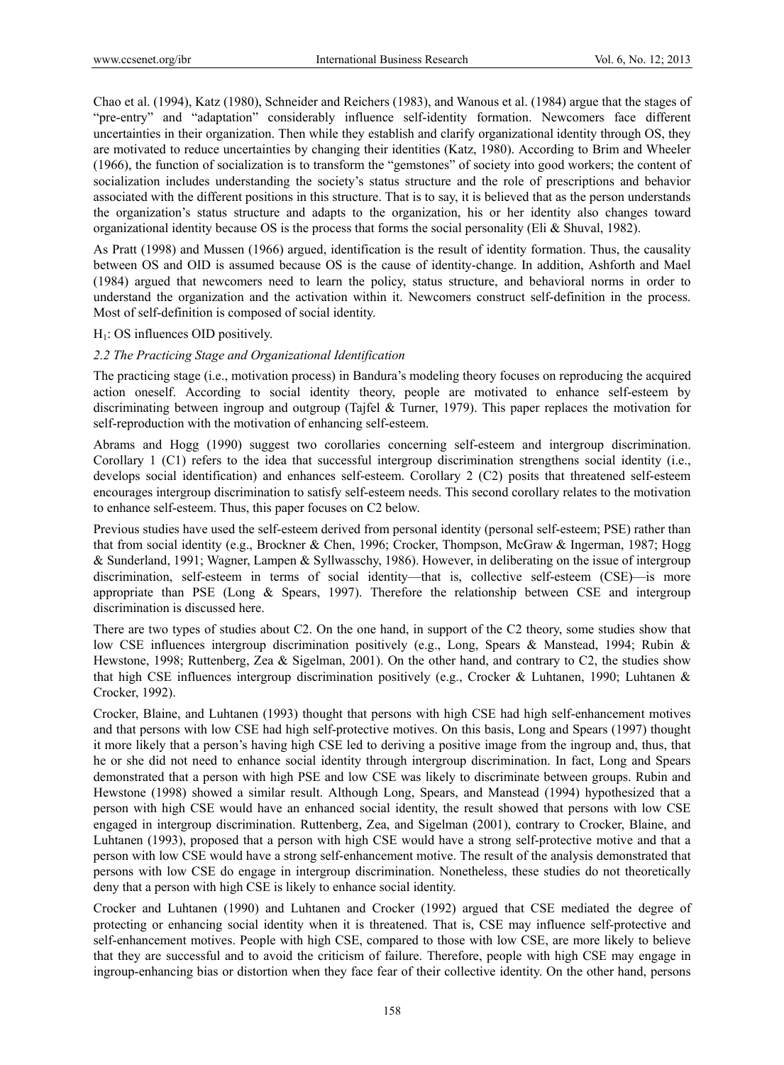Chao et al. (1994), Katz (1980), Schneider and Reichers (1983), and Wanous et al. (1984) argue that the stages of "pre-entry" and "adaptation" considerably influence self-identity formation. Newcomers face different uncertainties in their organization. Then while they establish and clarify organizational identity through OS, they are motivated to reduce uncertainties by changing their identities (Katz, 1980). According to Brim and Wheeler (1966), the function of socialization is to transform the "gemstones" of society into good workers; the content of socialization includes understanding the society's status structure and the role of prescriptions and behavior associated with the different positions in this structure. That is to say, it is believed that as the person understands the organization's status structure and adapts to the organization, his or her identity also changes toward organizational identity because OS is the process that forms the social personality (Eli & Shuval, 1982).

As Pratt (1998) and Mussen (1966) argued, identification is the result of identity formation. Thus, the causality between OS and OID is assumed because OS is the cause of identity-change. In addition, Ashforth and Mael (1984) argued that newcomers need to learn the policy, status structure, and behavioral norms in order to understand the organization and the activation within it. Newcomers construct self-definition in the process. Most of self-definition is composed of social identity.

$H_1$: OS influences OID positively.

### *2.2 The Practicing Stage and Organizational Identification*

The practicing stage (i.e., motivation process) in Bandura's modeling theory focuses on reproducing the acquired action oneself. According to social identity theory, people are motivated to enhance self-esteem by discriminating between ingroup and outgroup (Tajfel & Turner, 1979). This paper replaces the motivation for self-reproduction with the motivation of enhancing self-esteem.

Abrams and Hogg (1990) suggest two corollaries concerning self-esteem and intergroup discrimination. Corollary 1 (C1) refers to the idea that successful intergroup discrimination strengthens social identity (i.e., develops social identification) and enhances self-esteem. Corollary 2 (C2) posits that threatened self-esteem encourages intergroup discrimination to satisfy self-esteem needs. This second corollary relates to the motivation to enhance self-esteem. Thus, this paper focuses on C2 below.

Previous studies have used the self-esteem derived from personal identity (personal self-esteem; PSE) rather than that from social identity (e.g., Brockner & Chen, 1996; Crocker, Thompson, McGraw & Ingerman, 1987; Hogg & Sunderland, 1991; Wagner, Lampen & Syllwasschy, 1986). However, in deliberating on the issue of intergroup discrimination, self-esteem in terms of social identity—that is, collective self-esteem (CSE)—is more appropriate than PSE (Long & Spears, 1997). Therefore the relationship between CSE and intergroup discrimination is discussed here.

There are two types of studies about C2. On the one hand, in support of the C2 theory, some studies show that low CSE influences intergroup discrimination positively (e.g., Long, Spears & Manstead, 1994; Rubin & Hewstone, 1998; Ruttenberg, Zea & Sigelman, 2001). On the other hand, and contrary to C2, the studies show that high CSE influences intergroup discrimination positively (e.g., Crocker & Luhtanen, 1990; Luhtanen & Crocker, 1992).

Crocker, Blaine, and Luhtanen (1993) thought that persons with high CSE had high self-enhancement motives and that persons with low CSE had high self-protective motives. On this basis, Long and Spears (1997) thought it more likely that a person's having high CSE led to deriving a positive image from the ingroup and, thus, that he or she did not need to enhance social identity through intergroup discrimination. In fact, Long and Spears demonstrated that a person with high PSE and low CSE was likely to discriminate between groups. Rubin and Hewstone (1998) showed a similar result. Although Long, Spears, and Manstead (1994) hypothesized that a person with high CSE would have an enhanced social identity, the result showed that persons with low CSE engaged in intergroup discrimination. Ruttenberg, Zea, and Sigelman (2001), contrary to Crocker, Blaine, and Luhtanen (1993), proposed that a person with high CSE would have a strong self-protective motive and that a person with low CSE would have a strong self-enhancement motive. The result of the analysis demonstrated that persons with low CSE do engage in intergroup discrimination. Nonetheless, these studies do not theoretically deny that a person with high CSE is likely to enhance social identity.

Crocker and Luhtanen (1990) and Luhtanen and Crocker (1992) argued that CSE mediated the degree of protecting or enhancing social identity when it is threatened. That is, CSE may influence self-protective and self-enhancement motives. People with high CSE, compared to those with low CSE, are more likely to believe that they are successful and to avoid the criticism of failure. Therefore, people with high CSE may engage in ingroup-enhancing bias or distortion when they face fear of their collective identity. On the other hand, persons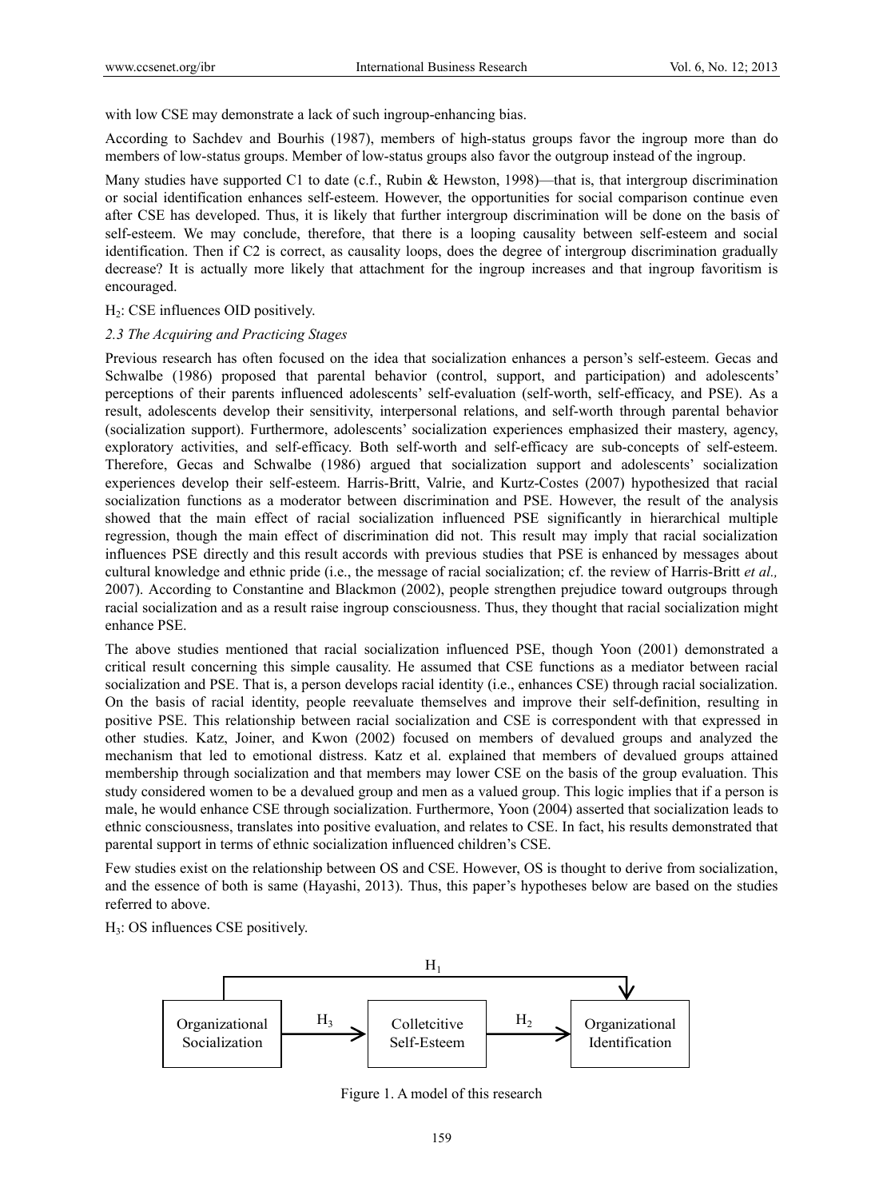with low CSE may demonstrate a lack of such ingroup-enhancing bias.

According to Sachdev and Bourhis (1987), members of high-status groups favor the ingroup more than do members of low-status groups. Member of low-status groups also favor the outgroup instead of the ingroup.

Many studies have supported C1 to date (c.f., Rubin & Hewston, 1998)—that is, that intergroup discrimination or social identification enhances self-esteem. However, the opportunities for social comparison continue even after CSE has developed. Thus, it is likely that further intergroup discrimination will be done on the basis of self-esteem. We may conclude, therefore, that there is a looping causality between self-esteem and social identification. Then if C2 is correct, as causality loops, does the degree of intergroup discrimination gradually decrease? It is actually more likely that attachment for the ingroup increases and that ingroup favoritism is encouraged.

$H_2$: CSE influences OID positively.

### *2.3 The Acquiring and Practicing Stages*

Previous research has often focused on the idea that socialization enhances a person's self-esteem. Gecas and Schwalbe (1986) proposed that parental behavior (control, support, and participation) and adolescents' perceptions of their parents influenced adolescents' self-evaluation (self-worth, self-efficacy, and PSE). As a result, adolescents develop their sensitivity, interpersonal relations, and self-worth through parental behavior (socialization support). Furthermore, adolescents' socialization experiences emphasized their mastery, agency, exploratory activities, and self-efficacy. Both self-worth and self-efficacy are sub-concepts of self-esteem. Therefore, Gecas and Schwalbe (1986) argued that socialization support and adolescents' socialization experiences develop their self-esteem. Harris-Britt, Valrie, and Kurtz-Costes (2007) hypothesized that racial socialization functions as a moderator between discrimination and PSE. However, the result of the analysis showed that the main effect of racial socialization influenced PSE significantly in hierarchical multiple regression, though the main effect of discrimination did not. This result may imply that racial socialization influences PSE directly and this result accords with previous studies that PSE is enhanced by messages about cultural knowledge and ethnic pride (i.e., the message of racial socialization; cf. the review of Harris-Britt *et al.,* 2007). According to Constantine and Blackmon (2002), people strengthen prejudice toward outgroups through racial socialization and as a result raise ingroup consciousness. Thus, they thought that racial socialization might enhance PSE.

The above studies mentioned that racial socialization influenced PSE, though Yoon (2001) demonstrated a critical result concerning this simple causality. He assumed that CSE functions as a mediator between racial socialization and PSE. That is, a person develops racial identity (i.e., enhances CSE) through racial socialization. On the basis of racial identity, people reevaluate themselves and improve their self-definition, resulting in positive PSE. This relationship between racial socialization and CSE is correspondent with that expressed in other studies. Katz, Joiner, and Kwon (2002) focused on members of devalued groups and analyzed the mechanism that led to emotional distress. Katz et al. explained that members of devalued groups attained membership through socialization and that members may lower CSE on the basis of the group evaluation. This study considered women to be a devalued group and men as a valued group. This logic implies that if a person is male, he would enhance CSE through socialization. Furthermore, Yoon (2004) asserted that socialization leads to ethnic consciousness, translates into positive evaluation, and relates to CSE. In fact, his results demonstrated that parental support in terms of ethnic socialization influenced children's CSE.

Few studies exist on the relationship between OS and CSE. However, OS is thought to derive from socialization, and the essence of both is same (Hayashi, 2013). Thus, this paper's hypotheses below are based on the studies referred to above.

$H_3$: OS influences CSE positively.

```
 ┌─────────────────────────── H1 ───────────────────────────┐
 │                                                           ↓
┌────────────────┐   H3   ┌────────────────┐   H2   ┌────────────────┐
│ Organizational │ ─────> │  Colletcitive  │ ─────> │ Organizational │
│  Socialization │        │  Self-Esteem   │        │ Identification │
└────────────────┘        └────────────────┘        └────────────────┘
```

Figure 1. A model of this research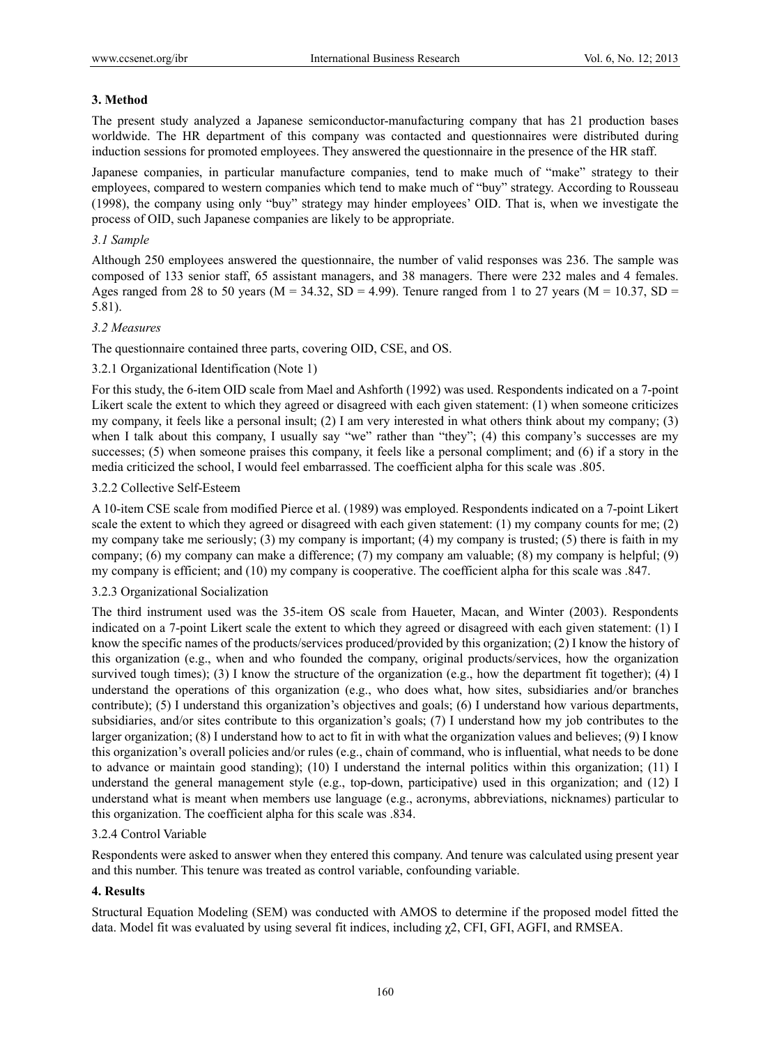## 3. Method

The present study analyzed a Japanese semiconductor-manufacturing company that has 21 production bases worldwide. The HR department of this company was contacted and questionnaires were distributed during induction sessions for promoted employees. They answered the questionnaire in the presence of the HR staff.

Japanese companies, in particular manufacture companies, tend to make much of "make" strategy to their employees, compared to western companies which tend to make much of "buy" strategy. According to Rousseau (1998), the company using only "buy" strategy may hinder employees' OID. That is, when we investigate the process of OID, such Japanese companies are likely to be appropriate.

### *3.1 Sample*

Although 250 employees answered the questionnaire, the number of valid responses was 236. The sample was composed of 133 senior staff, 65 assistant managers, and 38 managers. There were 232 males and 4 females. Ages ranged from 28 to 50 years ($M = 34.32$, $SD = 4.99$). Tenure ranged from 1 to 27 years ($M = 10.37$, $SD = 5.81$).

### *3.2 Measures*

The questionnaire contained three parts, covering OID, CSE, and OS.

#### 3.2.1 Organizational Identification (Note 1)

For this study, the 6-item OID scale from Mael and Ashforth (1992) was used. Respondents indicated on a 7-point Likert scale the extent to which they agreed or disagreed with each given statement: (1) when someone criticizes my company, it feels like a personal insult; (2) I am very interested in what others think about my company; (3) when I talk about this company, I usually say "we" rather than "they"; (4) this company's successes are my successes; (5) when someone praises this company, it feels like a personal compliment; and (6) if a story in the media criticized the school, I would feel embarrassed. The coefficient alpha for this scale was .805.

#### 3.2.2 Collective Self-Esteem

A 10-item CSE scale from modified Pierce et al. (1989) was employed. Respondents indicated on a 7-point Likert scale the extent to which they agreed or disagreed with each given statement: (1) my company counts for me; (2) my company take me seriously; (3) my company is important; (4) my company is trusted; (5) there is faith in my company; (6) my company can make a difference; (7) my company am valuable; (8) my company is helpful; (9) my company is efficient; and (10) my company is cooperative. The coefficient alpha for this scale was .847.

#### 3.2.3 Organizational Socialization

The third instrument used was the 35-item OS scale from Haueter, Macan, and Winter (2003). Respondents indicated on a 7-point Likert scale the extent to which they agreed or disagreed with each given statement: (1) I know the specific names of the products/services produced/provided by this organization; (2) I know the history of this organization (e.g., when and who founded the company, original products/services, how the organization survived tough times); (3) I know the structure of the organization (e.g., how the department fit together); (4) I understand the operations of this organization (e.g., who does what, how sites, subsidiaries and/or branches contribute); (5) I understand this organization's objectives and goals; (6) I understand how various departments, subsidiaries, and/or sites contribute to this organization's goals; (7) I understand how my job contributes to the larger organization; (8) I understand how to act to fit in with what the organization values and believes; (9) I know this organization's overall policies and/or rules (e.g., chain of command, who is influential, what needs to be done to advance or maintain good standing); (10) I understand the internal politics within this organization; (11) I understand the general management style (e.g., top-down, participative) used in this organization; and (12) I understand what is meant when members use language (e.g., acronyms, abbreviations, nicknames) particular to this organization. The coefficient alpha for this scale was .834.

#### 3.2.4 Control Variable

Respondents were asked to answer when they entered this company. And tenure was calculated using present year and this number. This tenure was treated as control variable, confounding variable.

## 4. Results

Structural Equation Modeling (SEM) was conducted with AMOS to determine if the proposed model fitted the data. Model fit was evaluated by using several fit indices, including $\chi 2$, CFI, GFI, AGFI, and RMSEA.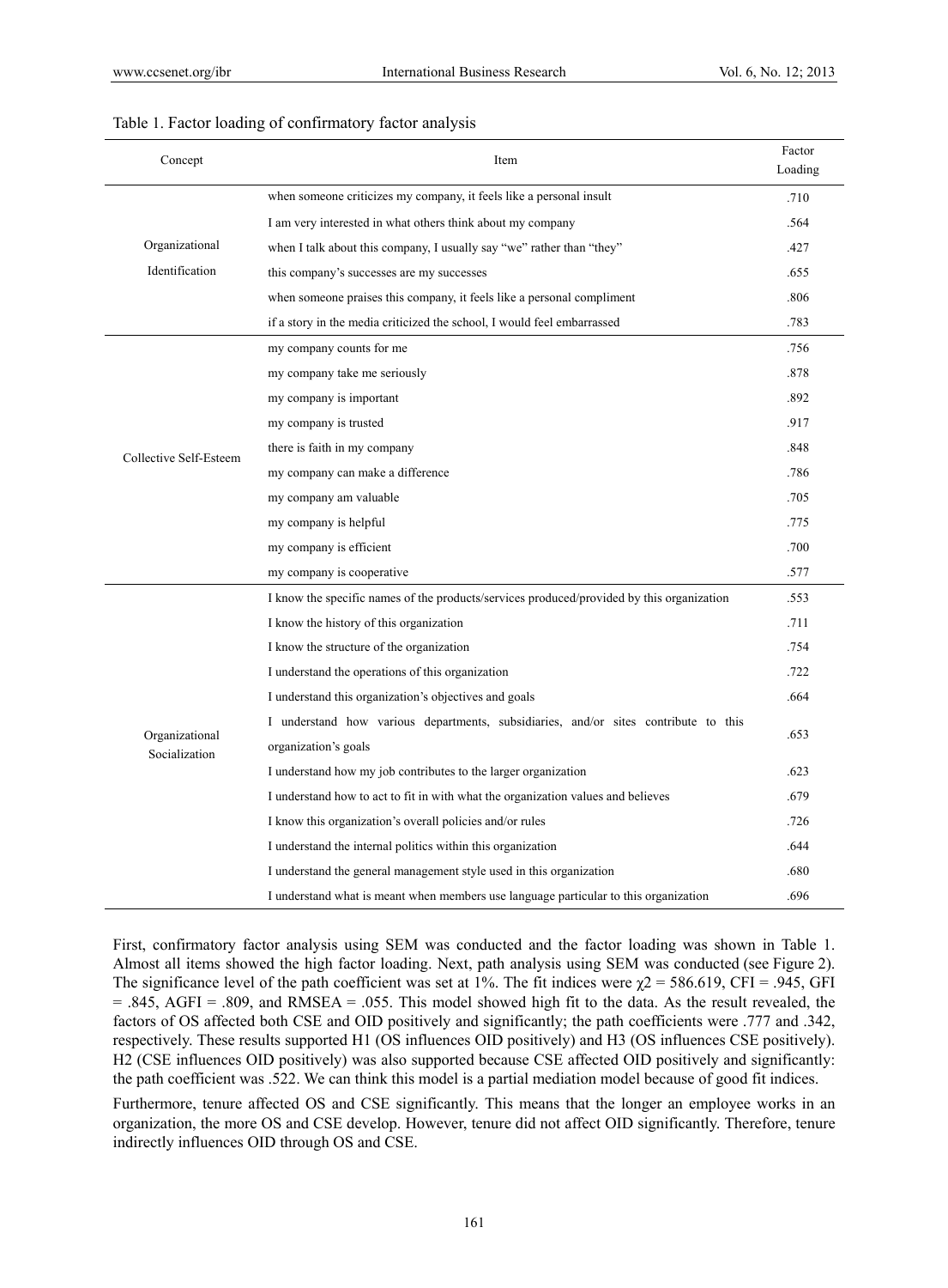Table 1. Factor loading of confirmatory factor analysis

| Concept | Item | Factor Loading |
| --- | --- | --- |
| Organizational Identification | when someone criticizes my company, it feels like a personal insult | .710 |
| | I am very interested in what others think about my company | .564 |
| | when I talk about this company, I usually say "we" rather than "they" | .427 |
| | this company's successes are my successes | .655 |
| | when someone praises this company, it feels like a personal compliment | .806 |
| | if a story in the media criticized the school, I would feel embarrassed | .783 |
| Collective Self-Esteem | my company counts for me | .756 |
| | my company take me seriously | .878 |
| | my company is important | .892 |
| | my company is trusted | .917 |
| | there is faith in my company | .848 |
| | my company can make a difference | .786 |
| | my company am valuable | .705 |
| | my company is helpful | .775 |
| | my company is efficient | .700 |
| | my company is cooperative | .577 |
| Organizational Socialization | I know the specific names of the products/services produced/provided by this organization | .553 |
| | I know the history of this organization | .711 |
| | I know the structure of the organization | .754 |
| | I understand the operations of this organization | .722 |
| | I understand this organization's objectives and goals | .664 |
| | I understand how various departments, subsidiaries, and/or sites contribute to this organization's goals | .653 |
| | I understand how my job contributes to the larger organization | .623 |
| | I understand how to act to fit in with what the organization values and believes | .679 |
| | I know this organization's overall policies and/or rules | .726 |
| | I understand the internal politics within this organization | .644 |
| | I understand the general management style used in this organization | .680 |
| | I understand what is meant when members use language particular to this organization | .696 |

First, confirmatory factor analysis using SEM was conducted and the factor loading was shown in Table 1. Almost all items showed the high factor loading. Next, path analysis using SEM was conducted (see Figure 2). The significance level of the path coefficient was set at 1%. The fit indices were $\chi 2 = 586.619$, CFI = .945, GFI = .845, AGFI = .809, and RMSEA = .055. This model showed high fit to the data. As the result revealed, the factors of OS affected both CSE and OID positively and significantly; the path coefficients were .777 and .342, respectively. These results supported H1 (OS influences OID positively) and H3 (OS influences CSE positively). H2 (CSE influences OID positively) was also supported because CSE affected OID positively and significantly: the path coefficient was .522. We can think this model is a partial mediation model because of good fit indices.

Furthermore, tenure affected OS and CSE significantly. This means that the longer an employee works in an organization, the more OS and CSE develop. However, tenure did not affect OID significantly. Therefore, tenure indirectly influences OID through OS and CSE.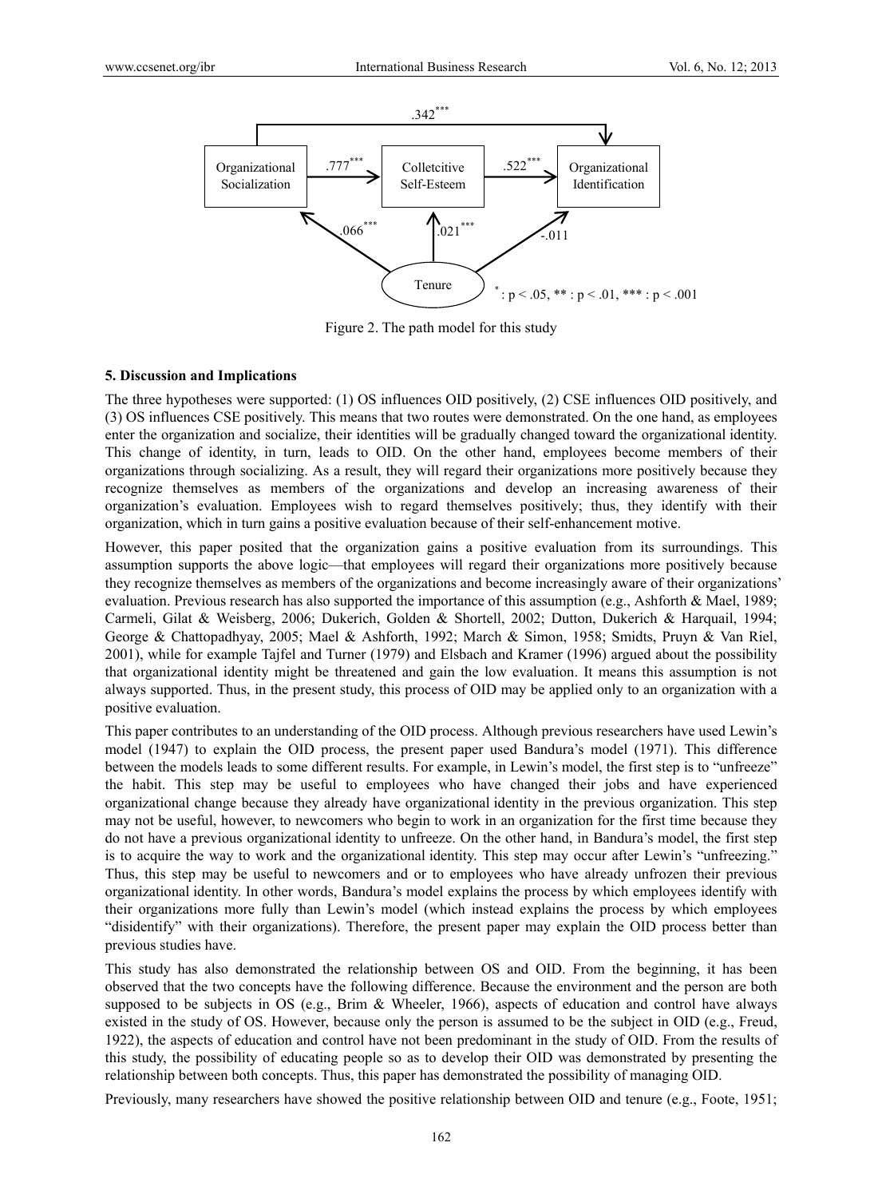Figure 2. The path model for this study

### 5. Discussion and Implications

The three hypotheses were supported: (1) OS influences OID positively, (2) CSE influences OID positively, and (3) OS influences CSE positively. This means that two routes were demonstrated. On the one hand, as employees enter the organization and socialize, their identities will be gradually changed toward the organizational identity. This change of identity, in turn, leads to OID. On the other hand, employees become members of their organizations through socializing. As a result, they will regard their organizations more positively because they recognize themselves as members of the organizations and develop an increasing awareness of their organization's evaluation. Employees wish to regard themselves positively; thus, they identify with their organization, which in turn gains a positive evaluation because of their self-enhancement motive.

However, this paper posited that the organization gains a positive evaluation from its surroundings. This assumption supports the above logic—that employees will regard their organizations more positively because they recognize themselves as members of the organizations and become increasingly aware of their organizations' evaluation. Previous research has also supported the importance of this assumption (e.g., Ashforth & Mael, 1989; Carmeli, Gilat & Weisberg, 2006; Dukerich, Golden & Shortell, 2002; Dutton, Dukerich & Harquail, 1994; George & Chattopadhyay, 2005; Mael & Ashforth, 1992; March & Simon, 1958; Smidts, Pruyn & Van Riel, 2001), while for example Tajfel and Turner (1979) and Elsbach and Kramer (1996) argued about the possibility that organizational identity might be threatened and gain the low evaluation. It means this assumption is not always supported. Thus, in the present study, this process of OID may be applied only to an organization with a positive evaluation.

This paper contributes to an understanding of the OID process. Although previous researchers have used Lewin's model (1947) to explain the OID process, the present paper used Bandura's model (1971). This difference between the models leads to some different results. For example, in Lewin's model, the first step is to "unfreeze" the habit. This step may be useful to employees who have changed their jobs and have experienced organizational change because they already have organizational identity in the previous organization. This step may not be useful, however, to newcomers who begin to work in an organization for the first time because they do not have a previous organizational identity to unfreeze. On the other hand, in Bandura's model, the first step is to acquire the way to work and the organizational identity. This step may occur after Lewin's "unfreezing." Thus, this step may be useful to newcomers and or to employees who have already unfrozen their previous organizational identity. In other words, Bandura's model explains the process by which employees identify with their organizations more fully than Lewin's model (which instead explains the process by which employees "disidentify" with their organizations). Therefore, the present paper may explain the OID process better than previous studies have.

This study has also demonstrated the relationship between OS and OID. From the beginning, it has been observed that the two concepts have the following difference. Because the environment and the person are both supposed to be subjects in OS (e.g., Brim & Wheeler, 1966), aspects of education and control have always existed in the study of OS. However, because only the person is assumed to be the subject in OID (e.g., Freud, 1922), the aspects of education and control have not been predominant in the study of OID. From the results of this study, the possibility of educating people so as to develop their OID was demonstrated by presenting the relationship between both concepts. Thus, this paper has demonstrated the possibility of managing OID.

Previously, many researchers have showed the positive relationship between OID and tenure (e.g., Foote, 1951;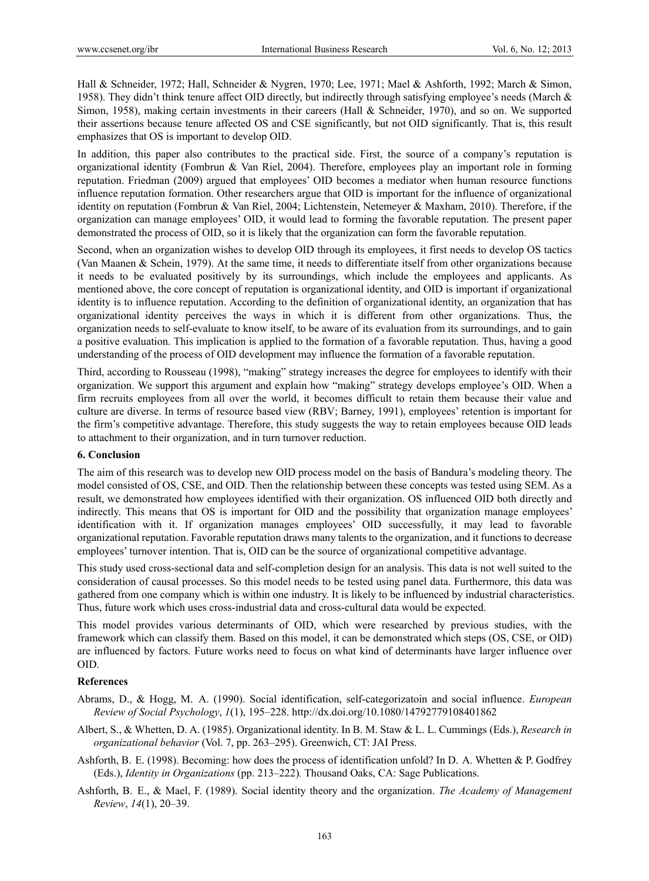Hall & Schneider, 1972; Hall, Schneider & Nygren, 1970; Lee, 1971; Mael & Ashforth, 1992; March & Simon, 1958). They didn't think tenure affect OID directly, but indirectly through satisfying employee's needs (March & Simon, 1958), making certain investments in their careers (Hall & Schneider, 1970), and so on. We supported their assertions because tenure affected OS and CSE significantly, but not OID significantly. That is, this result emphasizes that OS is important to develop OID.

In addition, this paper also contributes to the practical side. First, the source of a company's reputation is organizational identity (Fombrun & Van Riel, 2004). Therefore, employees play an important role in forming reputation. Friedman (2009) argued that employees' OID becomes a mediator when human resource functions influence reputation formation. Other researchers argue that OID is important for the influence of organizational identity on reputation (Fombrun & Van Riel, 2004; Lichtenstein, Netemeyer & Maxham, 2010). Therefore, if the organization can manage employees' OID, it would lead to forming the favorable reputation. The present paper demonstrated the process of OID, so it is likely that the organization can form the favorable reputation.

Second, when an organization wishes to develop OID through its employees, it first needs to develop OS tactics (Van Maanen & Schein, 1979). At the same time, it needs to differentiate itself from other organizations because it needs to be evaluated positively by its surroundings, which include the employees and applicants. As mentioned above, the core concept of reputation is organizational identity, and OID is important if organizational identity is to influence reputation. According to the definition of organizational identity, an organization that has organizational identity perceives the ways in which it is different from other organizations. Thus, the organization needs to self-evaluate to know itself, to be aware of its evaluation from its surroundings, and to gain a positive evaluation. This implication is applied to the formation of a favorable reputation. Thus, having a good understanding of the process of OID development may influence the formation of a favorable reputation.

Third, according to Rousseau (1998), "making" strategy increases the degree for employees to identify with their organization. We support this argument and explain how "making" strategy develops employee's OID. When a firm recruits employees from all over the world, it becomes difficult to retain them because their value and culture are diverse. In terms of resource based view (RBV; Barney, 1991), employees' retention is important for the firm's competitive advantage. Therefore, this study suggests the way to retain employees because OID leads to attachment to their organization, and in turn turnover reduction.

### 6. Conclusion

The aim of this research was to develop new OID process model on the basis of Bandura's modeling theory. The model consisted of OS, CSE, and OID. Then the relationship between these concepts was tested using SEM. As a result, we demonstrated how employees identified with their organization. OS influenced OID both directly and indirectly. This means that OS is important for OID and the possibility that organization manage employees' identification with it. If organization manages employees' OID successfully, it may lead to favorable organizational reputation. Favorable reputation draws many talents to the organization, and it functions to decrease employees' turnover intention. That is, OID can be the source of organizational competitive advantage.

This study used cross-sectional data and self-completion design for an analysis. This data is not well suited to the consideration of causal processes. So this model needs to be tested using panel data. Furthermore, this data was gathered from one company which is within one industry. It is likely to be influenced by industrial characteristics. Thus, future work which uses cross-industrial data and cross-cultural data would be expected.

This model provides various determinants of OID, which were researched by previous studies, with the framework which can classify them. Based on this model, it can be demonstrated which steps (OS, CSE, or OID) are influenced by factors. Future works need to focus on what kind of determinants have larger influence over OID.

### References

Abrams, D., & Hogg, M. A. (1990). Social identification, self-categorizatoin and social influence. *European Review of Social Psychology*, *1*(1), 195–228. http://dx.doi.org/10.1080/14792779108401862

Albert, S., & Whetten, D. A. (1985). Organizational identity. In B. M. Staw & L. L. Cummings (Eds.), *Research in organizational behavior* (Vol. 7, pp. 263–295). Greenwich, CT: JAI Press.

Ashforth, B. E. (1998). Becoming: how does the process of identification unfold? In D. A. Whetten & P. Godfrey (Eds.), *Identity in Organizations* (pp. 213–222)*.* Thousand Oaks, CA: Sage Publications.

Ashforth, B. E., & Mael, F. (1989). Social identity theory and the organization. *The Academy of Management Review*, *14*(1), 20–39.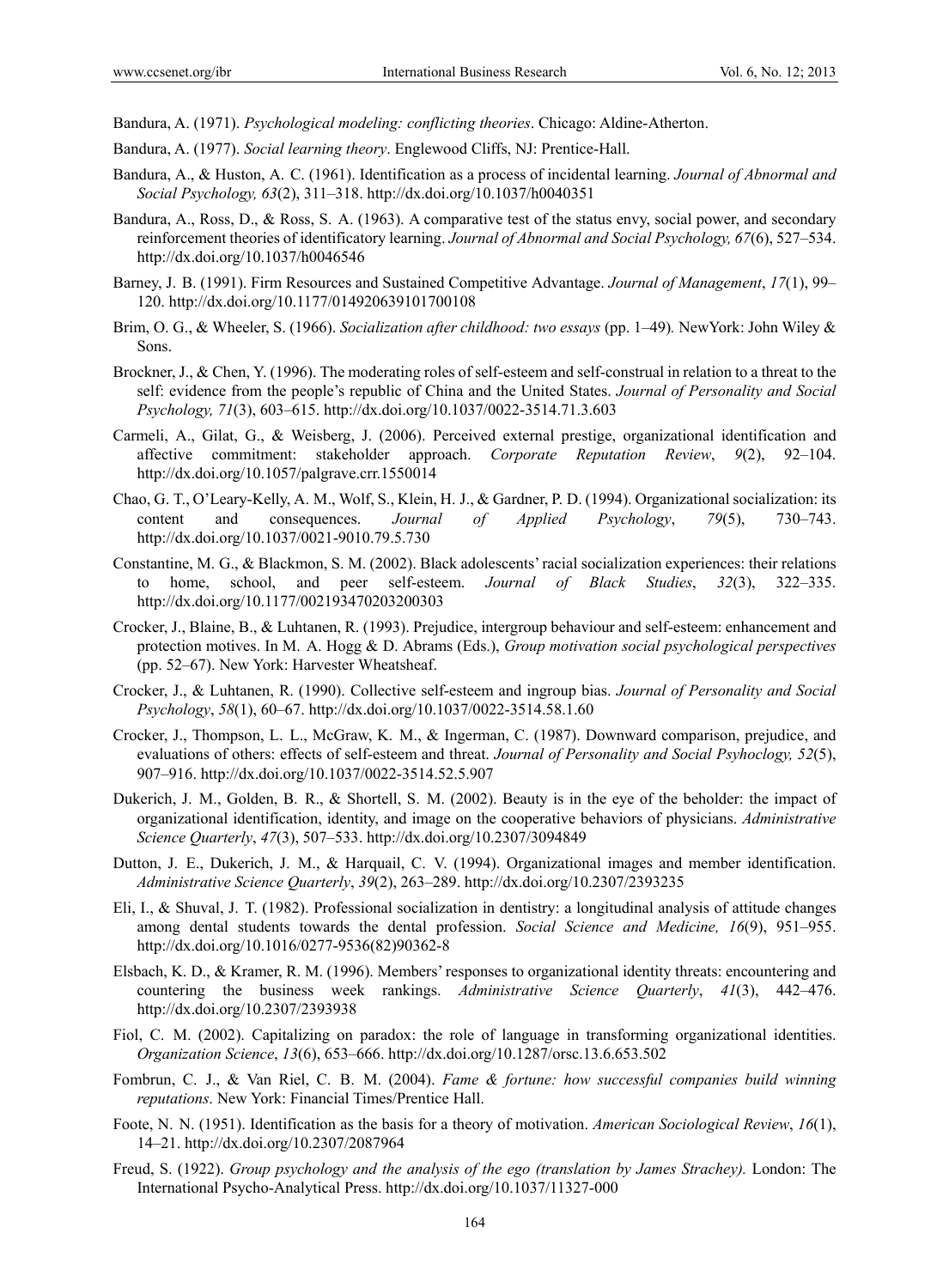Bandura, A. (1971). *Psychological modeling: conflicting theories*. Chicago: Aldine-Atherton.

Bandura, A. (1977). *Social learning theory*. Englewood Cliffs, NJ: Prentice-Hall.

Bandura, A., & Huston, A. C. (1961). Identification as a process of incidental learning. *Journal of Abnormal and Social Psychology, 63*(2), 311–318. http://dx.doi.org/10.1037/h0040351

Bandura, A., Ross, D., & Ross, S. A. (1963). A comparative test of the status envy, social power, and secondary reinforcement theories of identificatory learning. *Journal of Abnormal and Social Psychology, 67*(6), 527–534. http://dx.doi.org/10.1037/h0046546

Barney, J. B. (1991). Firm Resources and Sustained Competitive Advantage. *Journal of Management*, *17*(1), 99–120. http://dx.doi.org/10.1177/014920639101700108

Brim, O. G., & Wheeler, S. (1966). *Socialization after childhood: two essays* (pp. 1–49)*.* NewYork: John Wiley & Sons.

Brockner, J., & Chen, Y. (1996). The moderating roles of self-esteem and self-construal in relation to a threat to the self: evidence from the people's republic of China and the United States. *Journal of Personality and Social Psychology, 71*(3), 603–615. http://dx.doi.org/10.1037/0022-3514.71.3.603

Carmeli, A., Gilat, G., & Weisberg, J. (2006). Perceived external prestige, organizational identification and affective commitment: stakeholder approach. *Corporate Reputation Review*, *9*(2), 92–104. http://dx.doi.org/10.1057/palgrave.crr.1550014

Chao, G. T., O'Leary-Kelly, A. M., Wolf, S., Klein, H. J., & Gardner, P. D. (1994). Organizational socialization: its content and consequences. *Journal of Applied Psychology*, *79*(5), 730–743. http://dx.doi.org/10.1037/0021-9010.79.5.730

Constantine, M. G., & Blackmon, S. M. (2002). Black adolescents' racial socialization experiences: their relations to home, school, and peer self-esteem. *Journal of Black Studies*, *32*(3), 322–335. http://dx.doi.org/10.1177/002193470203200303

Crocker, J., Blaine, B., & Luhtanen, R. (1993). Prejudice, intergroup behaviour and self-esteem: enhancement and protection motives. In M. A. Hogg & D. Abrams (Eds.), *Group motivation social psychological perspectives* (pp. 52–67). New York: Harvester Wheatsheaf.

Crocker, J., & Luhtanen, R. (1990). Collective self-esteem and ingroup bias. *Journal of Personality and Social Psychology*, *58*(1), 60–67. http://dx.doi.org/10.1037/0022-3514.58.1.60

Crocker, J., Thompson, L. L., McGraw, K. M., & Ingerman, C. (1987). Downward comparison, prejudice, and evaluations of others: effects of self-esteem and threat. *Journal of Personality and Social Psyhoclogy, 52*(5), 907–916. http://dx.doi.org/10.1037/0022-3514.52.5.907

Dukerich, J. M., Golden, B. R., & Shortell, S. M. (2002). Beauty is in the eye of the beholder: the impact of organizational identification, identity, and image on the cooperative behaviors of physicians. *Administrative Science Quarterly*, *47*(3), 507–533. http://dx.doi.org/10.2307/3094849

Dutton, J. E., Dukerich, J. M., & Harquail, C. V. (1994). Organizational images and member identification. *Administrative Science Quarterly*, *39*(2), 263–289. http://dx.doi.org/10.2307/2393235

Eli, I., & Shuval, J. T. (1982). Professional socialization in dentistry: a longitudinal analysis of attitude changes among dental students towards the dental profession. *Social Science and Medicine, 16*(9), 951–955. http://dx.doi.org/10.1016/0277-9536(82)90362-8

Elsbach, K. D., & Kramer, R. M. (1996). Members' responses to organizational identity threats: encountering and countering the business week rankings. *Administrative Science Quarterly*, *41*(3), 442–476. http://dx.doi.org/10.2307/2393938

Fiol, C. M. (2002). Capitalizing on paradox: the role of language in transforming organizational identities. *Organization Science*, *13*(6), 653–666. http://dx.doi.org/10.1287/orsc.13.6.653.502

Fombrun, C. J., & Van Riel, C. B. M. (2004). *Fame & fortune: how successful companies build winning reputations*. New York: Financial Times/Prentice Hall.

Foote, N. N. (1951). Identification as the basis for a theory of motivation. *American Sociological Review*, *16*(1), 14–21. http://dx.doi.org/10.2307/2087964

Freud, S. (1922). *Group psychology and the analysis of the ego (translation by James Strachey).* London: The International Psycho-Analytical Press. http://dx.doi.org/10.1037/11327-000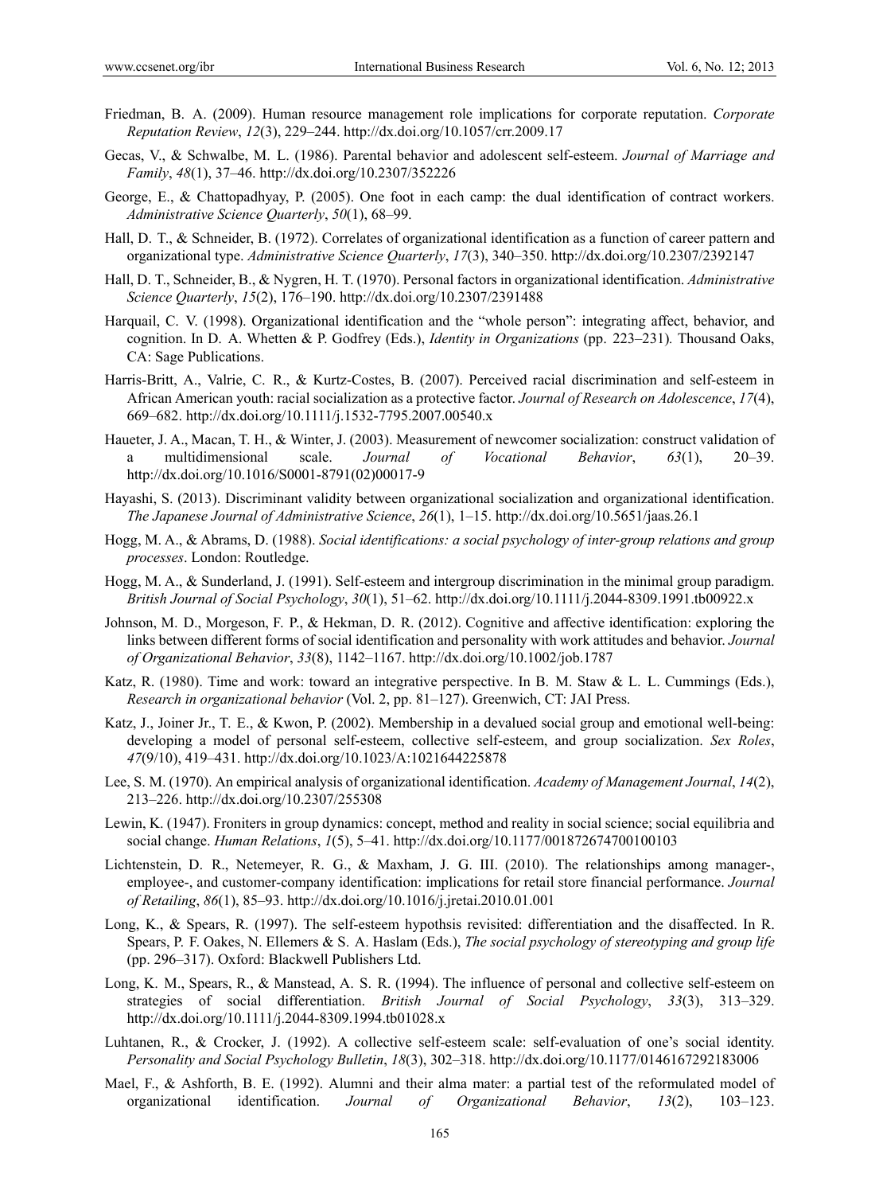Friedman, B. A. (2009). Human resource management role implications for corporate reputation. *Corporate Reputation Review*, *12*(3), 229–244. http://dx.doi.org/10.1057/crr.2009.17

Gecas, V., & Schwalbe, M. L. (1986). Parental behavior and adolescent self-esteem. *Journal of Marriage and Family*, *48*(1), 37–46. http://dx.doi.org/10.2307/352226

George, E., & Chattopadhyay, P. (2005). One foot in each camp: the dual identification of contract workers. *Administrative Science Quarterly*, *50*(1), 68–99.

Hall, D. T., & Schneider, B. (1972). Correlates of organizational identification as a function of career pattern and organizational type. *Administrative Science Quarterly*, *17*(3), 340–350. http://dx.doi.org/10.2307/2392147

Hall, D. T., Schneider, B., & Nygren, H. T. (1970). Personal factors in organizational identification. *Administrative Science Quarterly*, *15*(2), 176–190. http://dx.doi.org/10.2307/2391488

Harquail, C. V. (1998). Organizational identification and the "whole person": integrating affect, behavior, and cognition. In D. A. Whetten & P. Godfrey (Eds.), *Identity in Organizations* (pp. 223–231)*.* Thousand Oaks, CA: Sage Publications.

Harris-Britt, A., Valrie, C. R., & Kurtz-Costes, B. (2007). Perceived racial discrimination and self-esteem in African American youth: racial socialization as a protective factor. *Journal of Research on Adolescence*, *17*(4), 669–682. http://dx.doi.org/10.1111/j.1532-7795.2007.00540.x

Haueter, J. A., Macan, T. H., & Winter, J. (2003). Measurement of newcomer socialization: construct validation of a multidimensional scale. *Journal of Vocational Behavior*, *63*(1), 20–39. http://dx.doi.org/10.1016/S0001-8791(02)00017-9

Hayashi, S. (2013). Discriminant validity between organizational socialization and organizational identification. *The Japanese Journal of Administrative Science*, *26*(1), 1–15. http://dx.doi.org/10.5651/jaas.26.1

Hogg, M. A., & Abrams, D. (1988). *Social identifications: a social psychology of inter-group relations and group processes*. London: Routledge.

Hogg, M. A., & Sunderland, J. (1991). Self-esteem and intergroup discrimination in the minimal group paradigm. *British Journal of Social Psychology*, *30*(1), 51–62. http://dx.doi.org/10.1111/j.2044-8309.1991.tb00922.x

Johnson, M. D., Morgeson, F. P., & Hekman, D. R. (2012). Cognitive and affective identification: exploring the links between different forms of social identification and personality with work attitudes and behavior. *Journal of Organizational Behavior*, *33*(8), 1142–1167. http://dx.doi.org/10.1002/job.1787

Katz, R. (1980). Time and work: toward an integrative perspective. In B. M. Staw & L. L. Cummings (Eds.), *Research in organizational behavior* (Vol. 2, pp. 81–127). Greenwich, CT: JAI Press.

Katz, J., Joiner Jr., T. E., & Kwon, P. (2002). Membership in a devalued social group and emotional well-being: developing a model of personal self-esteem, collective self-esteem, and group socialization. *Sex Roles*, *47*(9/10), 419–431. http://dx.doi.org/10.1023/A:1021644225878

Lee, S. M. (1970). An empirical analysis of organizational identification. *Academy of Management Journal*, *14*(2), 213–226. http://dx.doi.org/10.2307/255308

Lewin, K. (1947). Froniters in group dynamics: concept, method and reality in social science; social equilibria and social change. *Human Relations*, *1*(5), 5–41. http://dx.doi.org/10.1177/001872674700100103

Lichtenstein, D. R., Netemeyer, R. G., & Maxham, J. G. III. (2010). The relationships among manager-, employee-, and customer-company identification: implications for retail store financial performance. *Journal of Retailing*, *86*(1), 85–93. http://dx.doi.org/10.1016/j.jretai.2010.01.001

Long, K., & Spears, R. (1997). The self-esteem hypothsis revisited: differentiation and the disaffected. In R. Spears, P. F. Oakes, N. Ellemers & S. A. Haslam (Eds.), *The social psychology of stereotyping and group life* (pp. 296–317). Oxford: Blackwell Publishers Ltd.

Long, K. M., Spears, R., & Manstead, A. S. R. (1994). The influence of personal and collective self-esteem on strategies of social differentiation. *British Journal of Social Psychology*, *33*(3), 313–329. http://dx.doi.org/10.1111/j.2044-8309.1994.tb01028.x

Luhtanen, R., & Crocker, J. (1992). A collective self-esteem scale: self-evaluation of one's social identity. *Personality and Social Psychology Bulletin*, *18*(3), 302–318. http://dx.doi.org/10.1177/0146167292183006

Mael, F., & Ashforth, B. E. (1992). Alumni and their alma mater: a partial test of the reformulated model of organizational identification. *Journal of Organizational Behavior*, *13*(2), 103–123.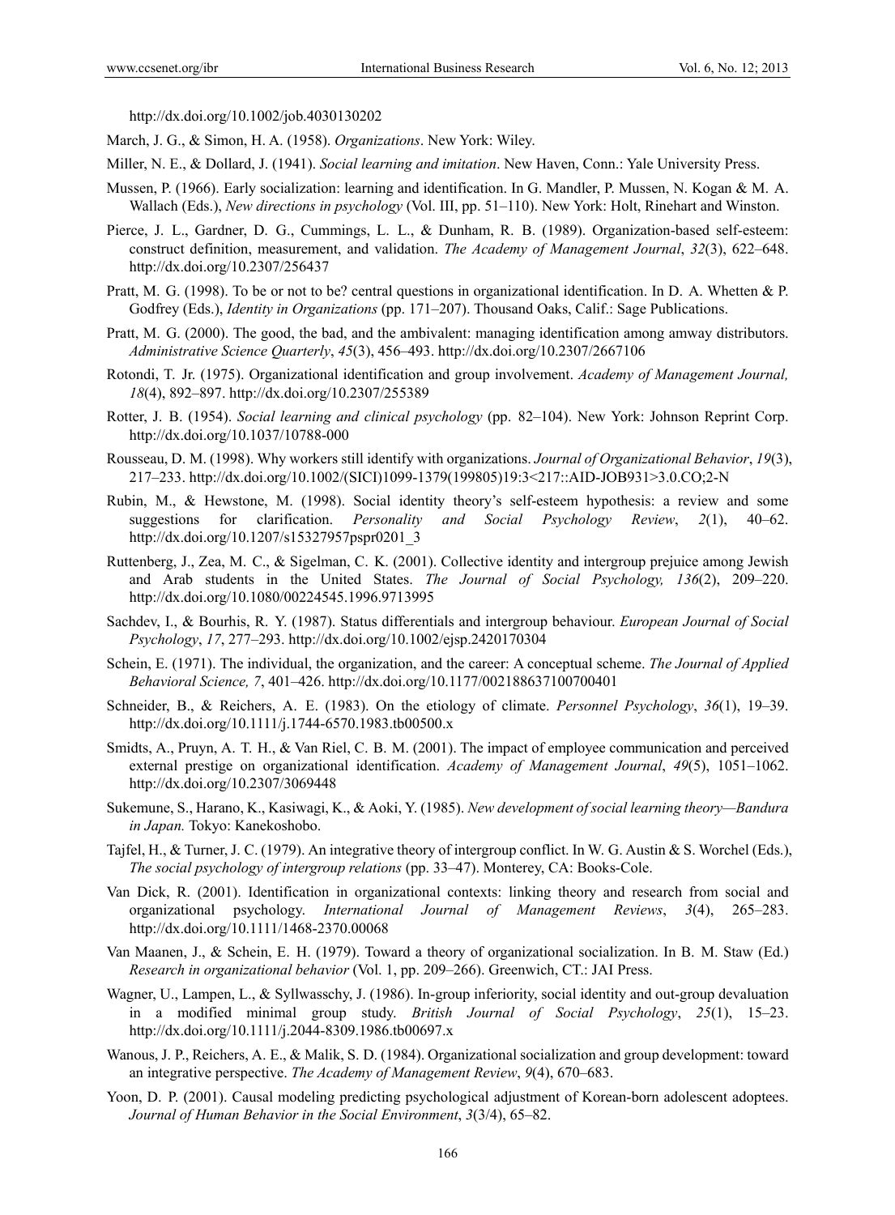http://dx.doi.org/10.1002/job.4030130202

March, J. G., & Simon, H. A. (1958). *Organizations*. New York: Wiley.

Miller, N. E., & Dollard, J. (1941). *Social learning and imitation*. New Haven, Conn.: Yale University Press.

Mussen, P. (1966). Early socialization: learning and identification. In G. Mandler, P. Mussen, N. Kogan & M. A. Wallach (Eds.), *New directions in psychology* (Vol. III, pp. 51–110). New York: Holt, Rinehart and Winston.

Pierce, J. L., Gardner, D. G., Cummings, L. L., & Dunham, R. B. (1989). Organization-based self-esteem: construct definition, measurement, and validation. *The Academy of Management Journal*, *32*(3), 622–648. http://dx.doi.org/10.2307/256437

Pratt, M. G. (1998). To be or not to be? central questions in organizational identification. In D. A. Whetten & P. Godfrey (Eds.), *Identity in Organizations* (pp. 171–207). Thousand Oaks, Calif.: Sage Publications.

Pratt, M. G. (2000). The good, the bad, and the ambivalent: managing identification among amway distributors. *Administrative Science Quarterly*, *45*(3), 456–493. http://dx.doi.org/10.2307/2667106

Rotondi, T. Jr. (1975). Organizational identification and group involvement. *Academy of Management Journal, 18*(4), 892–897. http://dx.doi.org/10.2307/255389

Rotter, J. B. (1954). *Social learning and clinical psychology* (pp. 82–104). New York: Johnson Reprint Corp. http://dx.doi.org/10.1037/10788-000

Rousseau, D. M. (1998). Why workers still identify with organizations. *Journal of Organizational Behavior*, *19*(3), 217–233. http://dx.doi.org/10.1002/(SICI)1099-1379(199805)19:3<217::AID-JOB931>3.0.CO;2-N

Rubin, M., & Hewstone, M. (1998). Social identity theory's self-esteem hypothesis: a review and some suggestions for clarification. *Personality and Social Psychology Review*, *2*(1), 40–62. http://dx.doi.org/10.1207/s15327957pspr0201_3

Ruttenberg, J., Zea, M. C., & Sigelman, C. K. (2001). Collective identity and intergroup prejuice among Jewish and Arab students in the United States. *The Journal of Social Psychology, 136*(2), 209–220. http://dx.doi.org/10.1080/00224545.1996.9713995

Sachdev, I., & Bourhis, R. Y. (1987). Status differentials and intergroup behaviour. *European Journal of Social Psychology*, *17*, 277–293. http://dx.doi.org/10.1002/ejsp.2420170304

Schein, E. (1971). The individual, the organization, and the career: A conceptual scheme. *The Journal of Applied Behavioral Science, 7*, 401–426. http://dx.doi.org/10.1177/002188637100700401

Schneider, B., & Reichers, A. E. (1983). On the etiology of climate. *Personnel Psychology*, *36*(1), 19–39. http://dx.doi.org/10.1111/j.1744-6570.1983.tb00500.x

Smidts, A., Pruyn, A. T. H., & Van Riel, C. B. M. (2001). The impact of employee communication and perceived external prestige on organizational identification. *Academy of Management Journal*, *49*(5), 1051–1062. http://dx.doi.org/10.2307/3069448

Sukemune, S., Harano, K., Kasiwagi, K., & Aoki, Y. (1985). *New development of social learning theory—Bandura in Japan.* Tokyo: Kanekoshobo.

Tajfel, H., & Turner, J. C. (1979). An integrative theory of intergroup conflict. In W. G. Austin & S. Worchel (Eds.), *The social psychology of intergroup relations* (pp. 33–47). Monterey, CA: Books-Cole.

Van Dick, R. (2001). Identification in organizational contexts: linking theory and research from social and organizational psychology. *International Journal of Management Reviews*, *3*(4), 265–283. http://dx.doi.org/10.1111/1468-2370.00068

Van Maanen, J., & Schein, E. H. (1979). Toward a theory of organizational socialization. In B. M. Staw (Ed.) *Research in organizational behavior* (Vol. 1, pp. 209–266). Greenwich, CT.: JAI Press.

Wagner, U., Lampen, L., & Syllwasschy, J. (1986). In-group inferiority, social identity and out-group devaluation in a modified minimal group study. *British Journal of Social Psychology*, *25*(1), 15–23. http://dx.doi.org/10.1111/j.2044-8309.1986.tb00697.x

Wanous, J. P., Reichers, A. E., & Malik, S. D. (1984). Organizational socialization and group development: toward an integrative perspective. *The Academy of Management Review*, *9*(4), 670–683.

Yoon, D. P. (2001). Causal modeling predicting psychological adjustment of Korean-born adolescent adoptees. *Journal of Human Behavior in the Social Environment*, *3*(3/4), 65–82.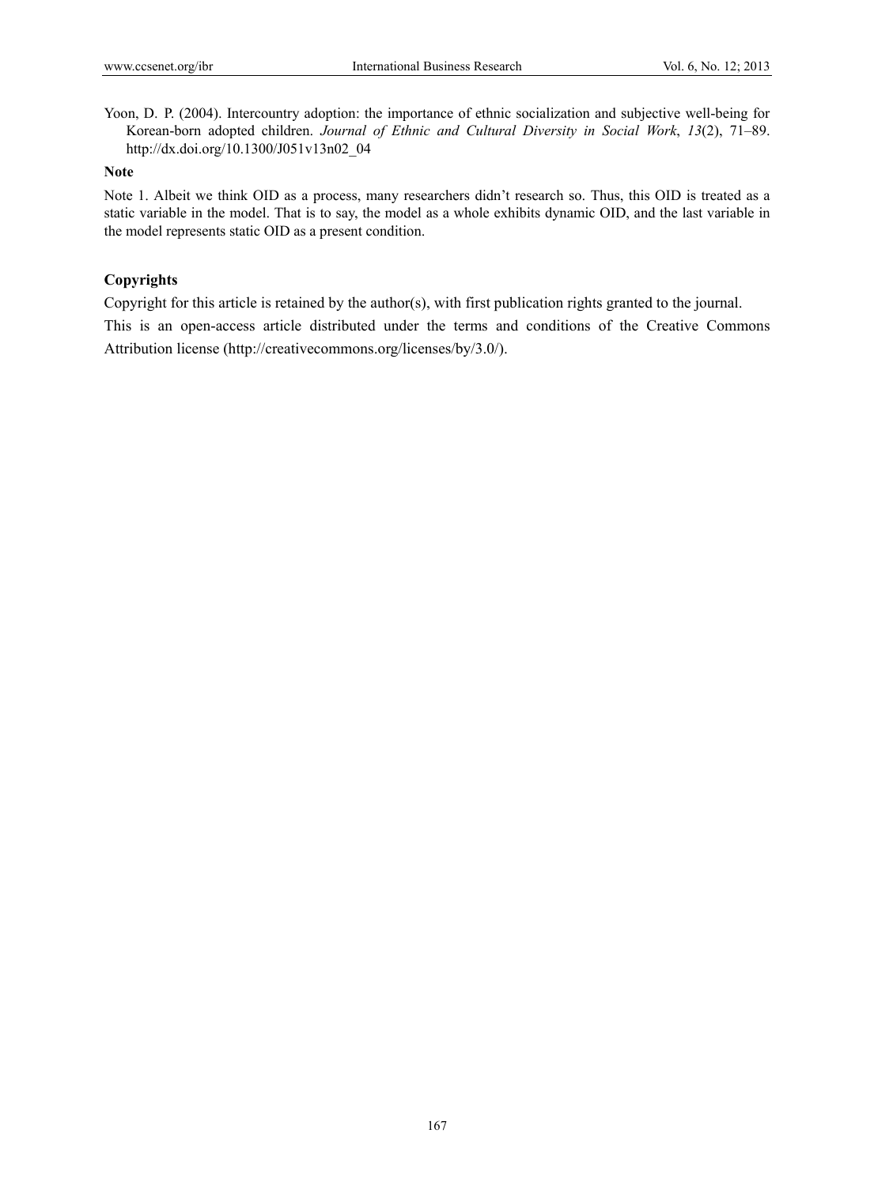Yoon, D. P. (2004). Intercountry adoption: the importance of ethnic socialization and subjective well-being for Korean-born adopted children. *Journal of Ethnic and Cultural Diversity in Social Work*, *13*(2), 71–89. http://dx.doi.org/10.1300/J051v13n02_04

## Note

Note 1. Albeit we think OID as a process, many researchers didn't research so. Thus, this OID is treated as a static variable in the model. That is to say, the model as a whole exhibits dynamic OID, and the last variable in the model represents static OID as a present condition.

## Copyrights

Copyright for this article is retained by the author(s), with first publication rights granted to the journal.

This is an open-access article distributed under the terms and conditions of the Creative Commons Attribution license (http://creativecommons.org/licenses/by/3.0/).